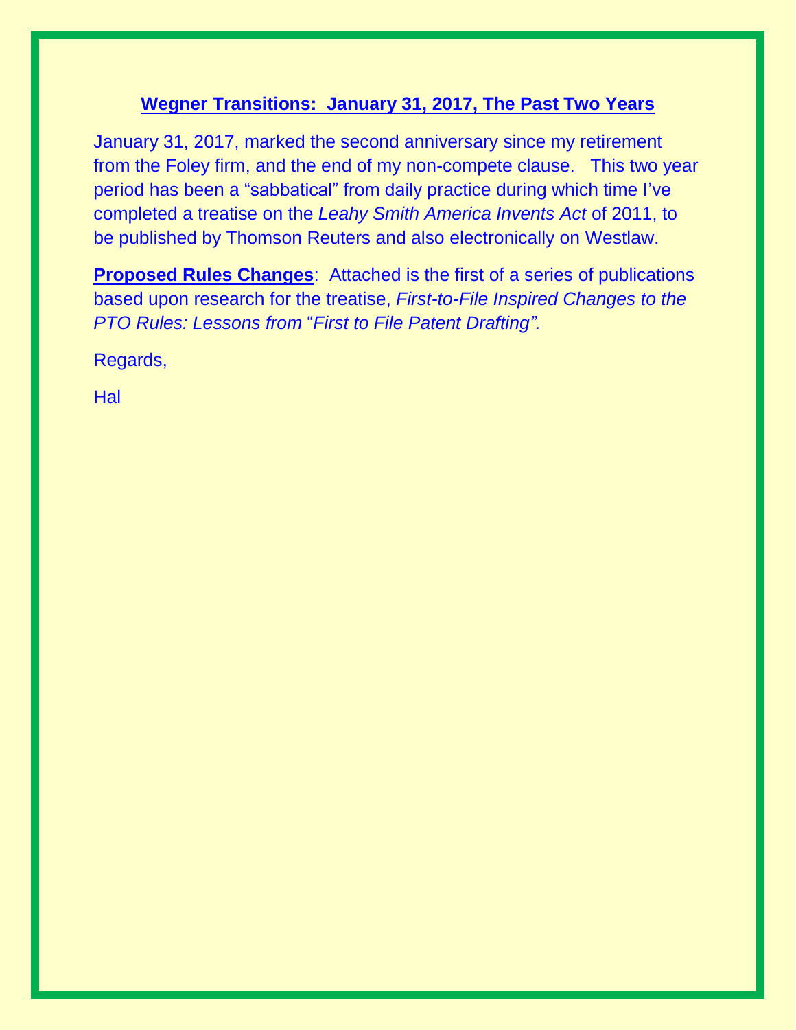## Wegner Transitions: January 31, 2017, The Past Two Years

January 31, 2017, marked the second anniversary since my retirement from the Foley firm, and the end of my non-compete clause. This two year period has been a "sabbatical" from daily practice during which time I've completed a treatise on the *Leahy Smith America Invents Act* of 2011, to be published by Thomson Reuters and also electronically on Westlaw.

**Proposed Rules Changes**: Attached is the first of a series of publications based upon research for the treatise, *First-to-File Inspired Changes to the PTO Rules: Lessons from "First to File Patent Drafting".*

Regards,

Hal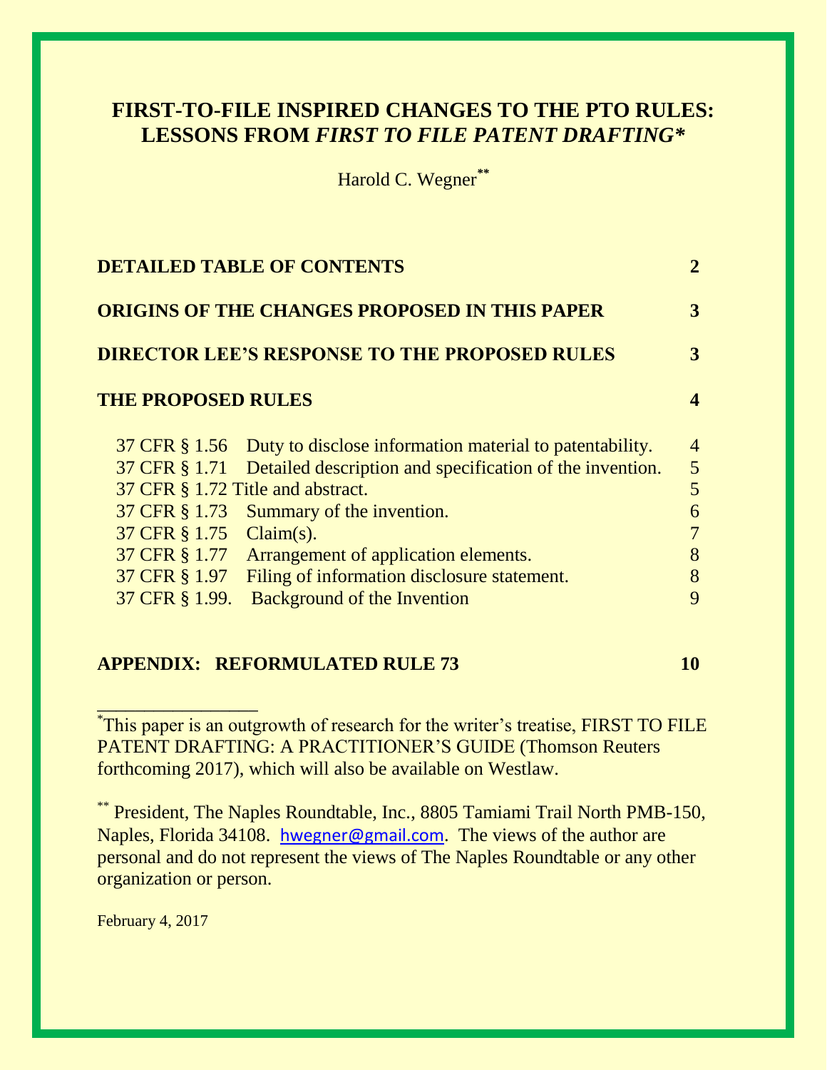# FIRST-TO-FILE INSPIRED CHANGES TO THE PTO RULES: LESSONS FROM *FIRST TO FILE PATENT DRAFTING*[*]

Harold C. Wegner[**]

| | |
|---|---|
| **DETAILED TABLE OF CONTENTS** | **2** |
| **ORIGINS OF THE CHANGES PROPOSED IN THIS PAPER** | **3** |
| **DIRECTOR LEE'S RESPONSE TO THE PROPOSED RULES** | **3** |
| **THE PROPOSED RULES** | **4** |
| 37 CFR § 1.56 Duty to disclose information material to patentability. | 4 |
| 37 CFR § 1.71 Detailed description and specification of the invention. | 5 |
| 37 CFR § 1.72 Title and abstract. | 5 |
| 37 CFR § 1.73 Summary of the invention. | 6 |
| 37 CFR § 1.75 Claim(s). | 7 |
| 37 CFR § 1.77 Arrangement of application elements. | 8 |
| 37 CFR § 1.97 Filing of information disclosure statement. | 8 |
| 37 CFR § 1.99. Background of the Invention | 9 |
| **APPENDIX: REFORMULATED RULE 73** | **10** |

---

[*] This paper is an outgrowth of research for the writer's treatise, FIRST TO FILE PATENT DRAFTING: A PRACTITIONER'S GUIDE (Thomson Reuters forthcoming 2017), which will also be available on Westlaw.

[**] President, The Naples Roundtable, Inc., 8805 Tamiami Trail North PMB-150, Naples, Florida 34108. hwegner@gmail.com. The views of the author are personal and do not represent the views of The Naples Roundtable or any other organization or person.

February 4, 2017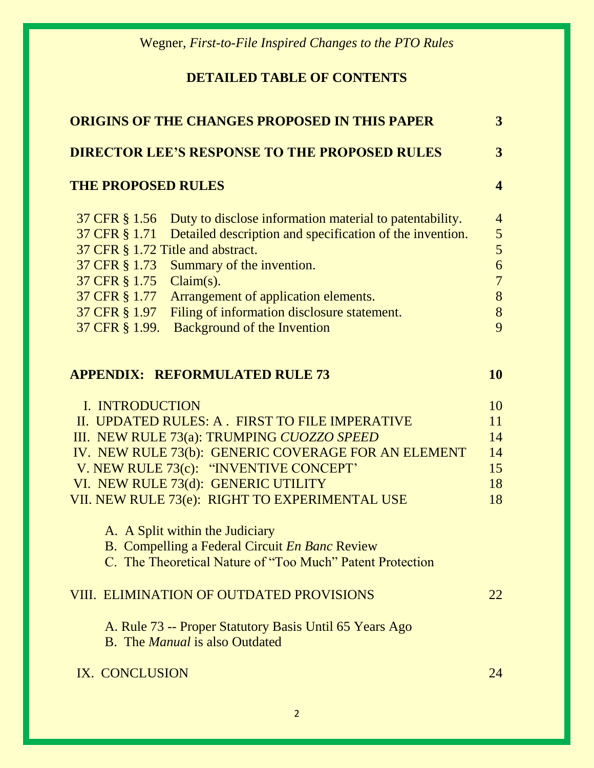## DETAILED TABLE OF CONTENTS

| | |
|---|---|
| **ORIGINS OF THE CHANGES PROPOSED IN THIS PAPER** | **3** |
| **DIRECTOR LEE'S RESPONSE TO THE PROPOSED RULES** | **3** |
| **THE PROPOSED RULES** | **4** |
| 37 CFR § 1.56 Duty to disclose information material to patentability. | 4 |
| 37 CFR § 1.71 Detailed description and specification of the invention. | 5 |
| 37 CFR § 1.72 Title and abstract. | 5 |
| 37 CFR § 1.73 Summary of the invention. | 6 |
| 37 CFR § 1.75 Claim(s). | 7 |
| 37 CFR § 1.77 Arrangement of application elements. | 8 |
| 37 CFR § 1.97 Filing of information disclosure statement. | 8 |
| 37 CFR § 1.99. Background of the Invention | 9 |
| **APPENDIX: REFORMULATED RULE 73** | **10** |
| I. INTRODUCTION | 10 |
| II. UPDATED RULES: A . FIRST TO FILE IMPERATIVE | 11 |
| III. NEW RULE 73(a): TRUMPING *CUOZZO SPEED* | 14 |
| IV. NEW RULE 73(b): GENERIC COVERAGE FOR AN ELEMENT | 14 |
| V. NEW RULE 73(c): "INVENTIVE CONCEPT' | 15 |
| VI. NEW RULE 73(d): GENERIC UTILITY | 18 |
| VII. NEW RULE 73(e): RIGHT TO EXPERIMENTAL USE | 18 |
| A. A Split within the Judiciary | |
| B. Compelling a Federal Circuit *En Banc* Review | |
| C. The Theoretical Nature of "Too Much" Patent Protection | |
| VIII. ELIMINATION OF OUTDATED PROVISIONS | 22 |
| A. Rule 73 -- Proper Statutory Basis Until 65 Years Ago | |
| B. The *Manual* is also Outdated | |
| IX. CONCLUSION | 24 |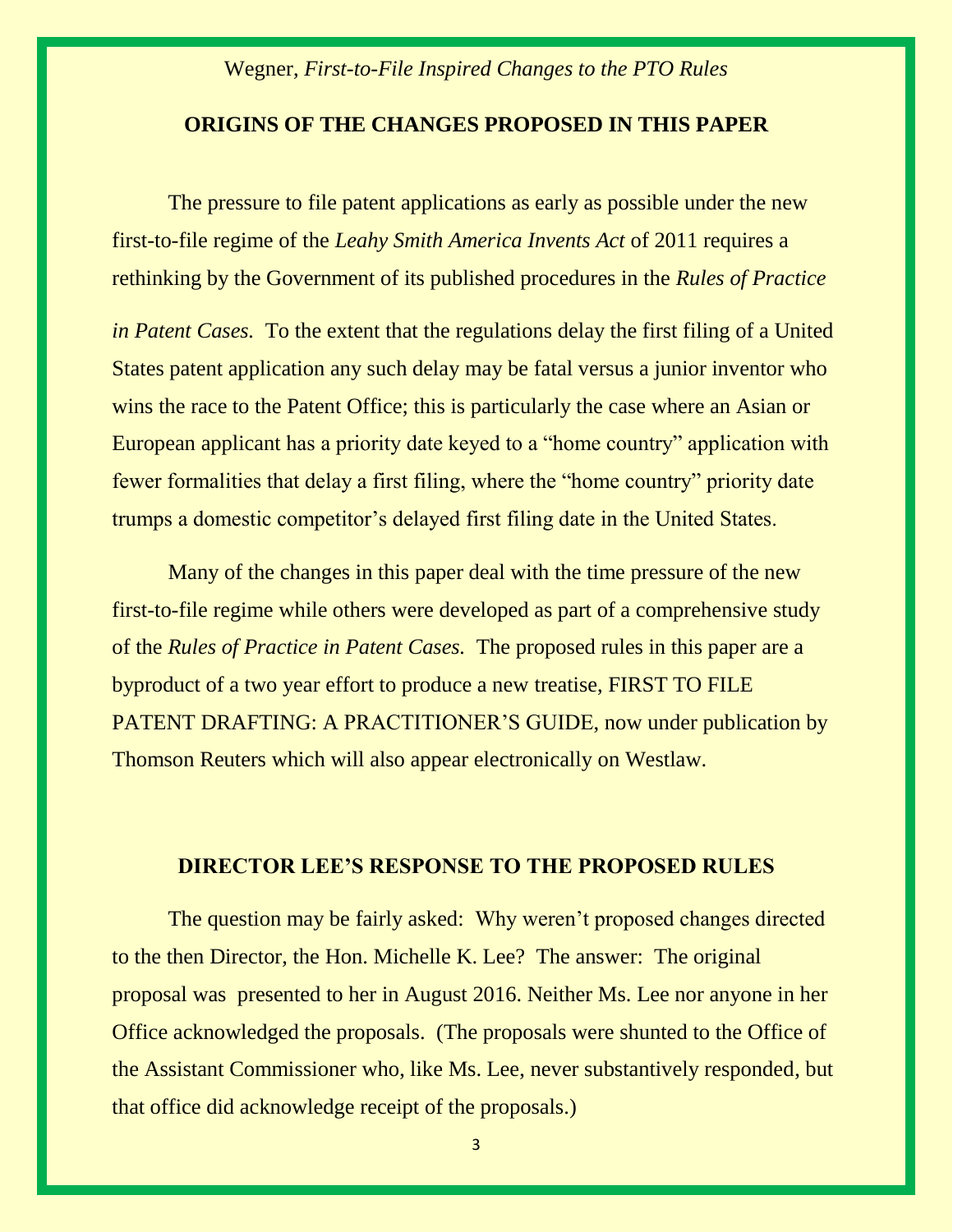## ORIGINS OF THE CHANGES PROPOSED IN THIS PAPER

The pressure to file patent applications as early as possible under the new first-to-file regime of the *Leahy Smith America Invents Act* of 2011 requires a rethinking by the Government of its published procedures in the *Rules of Practice in Patent Cases.* To the extent that the regulations delay the first filing of a United States patent application any such delay may be fatal versus a junior inventor who wins the race to the Patent Office; this is particularly the case where an Asian or European applicant has a priority date keyed to a "home country" application with fewer formalities that delay a first filing, where the "home country" priority date trumps a domestic competitor's delayed first filing date in the United States.

Many of the changes in this paper deal with the time pressure of the new first-to-file regime while others were developed as part of a comprehensive study of the *Rules of Practice in Patent Cases.* The proposed rules in this paper are a byproduct of a two year effort to produce a new treatise, FIRST TO FILE PATENT DRAFTING: A PRACTITIONER'S GUIDE, now under publication by Thomson Reuters which will also appear electronically on Westlaw.

## DIRECTOR LEE'S RESPONSE TO THE PROPOSED RULES

The question may be fairly asked: Why weren't proposed changes directed to the then Director, the Hon. Michelle K. Lee? The answer: The original proposal was presented to her in August 2016. Neither Ms. Lee nor anyone in her Office acknowledged the proposals. (The proposals were shunted to the Office of the Assistant Commissioner who, like Ms. Lee, never substantively responded, but that office did acknowledge receipt of the proposals.)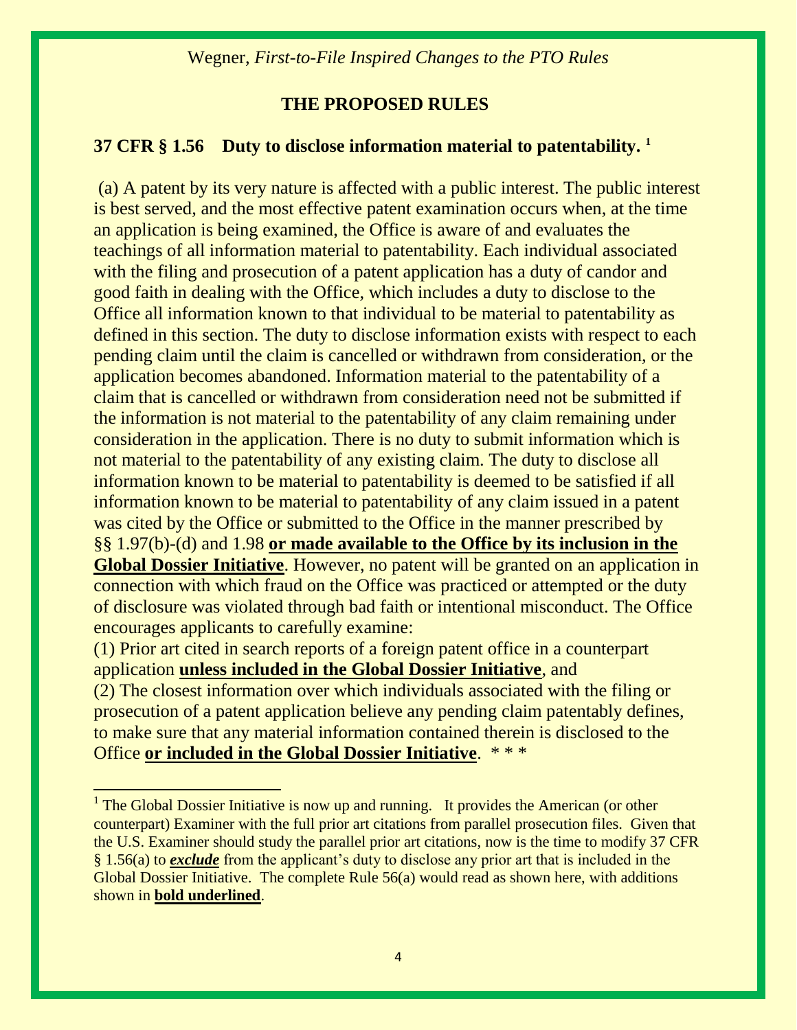## THE PROPOSED RULES

### 37 CFR § 1.56 Duty to disclose information material to patentability. [1]

(a) A patent by its very nature is affected with a public interest. The public interest is best served, and the most effective patent examination occurs when, at the time an application is being examined, the Office is aware of and evaluates the teachings of all information material to patentability. Each individual associated with the filing and prosecution of a patent application has a duty of candor and good faith in dealing with the Office, which includes a duty to disclose to the Office all information known to that individual to be material to patentability as defined in this section. The duty to disclose information exists with respect to each pending claim until the claim is cancelled or withdrawn from consideration, or the application becomes abandoned. Information material to the patentability of a claim that is cancelled or withdrawn from consideration need not be submitted if the information is not material to the patentability of any claim remaining under consideration in the application. There is no duty to submit information which is not material to the patentability of any existing claim. The duty to disclose all information known to be material to patentability is deemed to be satisfied if all information known to be material to patentability of any claim issued in a patent was cited by the Office or submitted to the Office in the manner prescribed by §§ 1.97(b)-(d) and 1.98 <u>**or made available to the Office by its inclusion in the Global Dossier Initiative**</u>. However, no patent will be granted on an application in connection with which fraud on the Office was practiced or attempted or the duty of disclosure was violated through bad faith or intentional misconduct. The Office encourages applicants to carefully examine:
(1) Prior art cited in search reports of a foreign patent office in a counterpart application <u>**unless included in the Global Dossier Initiative**</u>, and
(2) The closest information over which individuals associated with the filing or prosecution of a patent application believe any pending claim patentably defines, to make sure that any material information contained therein is disclosed to the Office <u>**or included in the Global Dossier Initiative**</u>. * * *

---

[1] The Global Dossier Initiative is now up and running. It provides the American (or other counterpart) Examiner with the full prior art citations from parallel prosecution files. Given that the U.S. Examiner should study the parallel prior art citations, now is the time to modify 37 CFR § 1.56(a) to <u>***exclude***</u> from the applicant's duty to disclose any prior art that is included in the Global Dossier Initiative. The complete Rule 56(a) would read as shown here, with additions shown in <u>**bold underlined**</u>.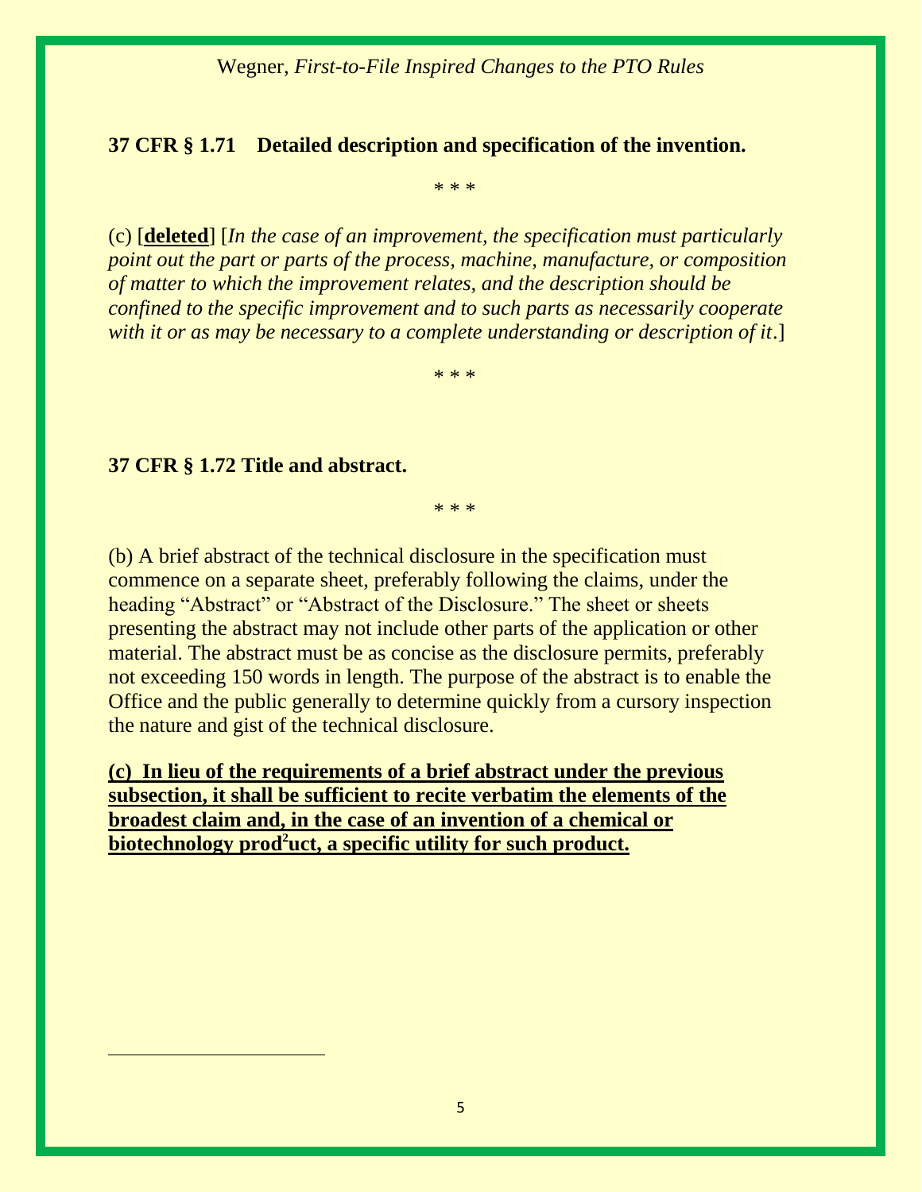### 37 CFR § 1.71 Detailed description and specification of the invention.

\* \* \*

(c) [**<u>deleted</u>**] [*In the case of an improvement, the specification must particularly point out the part or parts of the process, machine, manufacture, or composition of matter to which the improvement relates, and the description should be confined to the specific improvement and to such parts as necessarily cooperate with it or as may be necessary to a complete understanding or description of it*.]

\* \* \*

### 37 CFR § 1.72 Title and abstract.

\* \* \*

(b) A brief abstract of the technical disclosure in the specification must commence on a separate sheet, preferably following the claims, under the heading "Abstract" or "Abstract of the Disclosure." The sheet or sheets presenting the abstract may not include other parts of the application or other material. The abstract must be as concise as the disclosure permits, preferably not exceeding 150 words in length. The purpose of the abstract is to enable the Office and the public generally to determine quickly from a cursory inspection the nature and gist of the technical disclosure.

**<u>(c) In lieu of the requirements of a brief abstract under the previous subsection, it shall be sufficient to recite verbatim the elements of the broadest claim and, in the case of an invention of a chemical or biotechnology prod[2]uct, a specific utility for such product.</u>**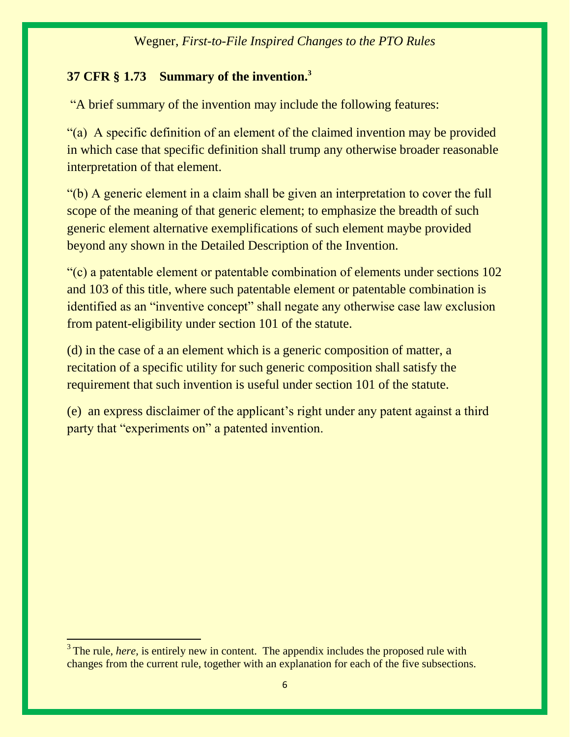**37 CFR § 1.73 Summary of the invention.**[3]

"A brief summary of the invention may include the following features:

"(a) A specific definition of an element of the claimed invention may be provided in which case that specific definition shall trump any otherwise broader reasonable interpretation of that element.

"(b) A generic element in a claim shall be given an interpretation to cover the full scope of the meaning of that generic element; to emphasize the breadth of such generic element alternative exemplifications of such element maybe provided beyond any shown in the Detailed Description of the Invention.

"(c) a patentable element or patentable combination of elements under sections 102 and 103 of this title, where such patentable element or patentable combination is identified as an "inventive concept" shall negate any otherwise case law exclusion from patent-eligibility under section 101 of the statute.

(d) in the case of a an element which is a generic composition of matter, a recitation of a specific utility for such generic composition shall satisfy the requirement that such invention is useful under section 101 of the statute.

(e) an express disclaimer of the applicant's right under any patent against a third party that "experiments on" a patented invention.

---

[3] The rule, *here*, is entirely new in content. The appendix includes the proposed rule with changes from the current rule, together with an explanation for each of the five subsections.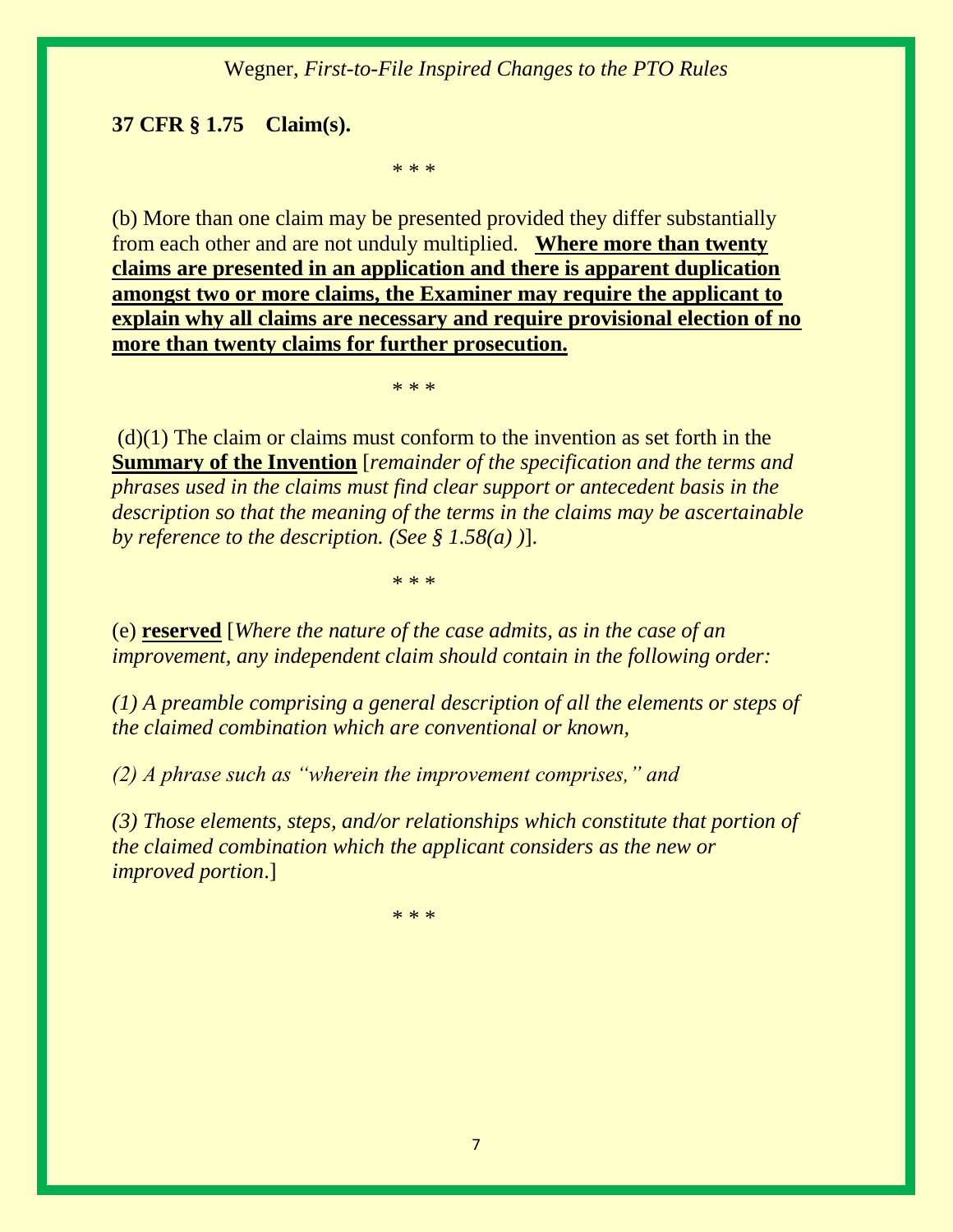**37 CFR § 1.75 Claim(s).**

\* \* \*

(b) More than one claim may be presented provided they differ substantially from each other and are not unduly multiplied. <u>**Where more than twenty claims are presented in an application and there is apparent duplication amongst two or more claims, the Examiner may require the applicant to explain why all claims are necessary and require provisional election of no more than twenty claims for further prosecution.**</u>

\* \* \*

(d)(1) The claim or claims must conform to the invention as set forth in the <u>**Summary of the Invention**</u> [*remainder of the specification and the terms and phrases used in the claims must find clear support or antecedent basis in the description so that the meaning of the terms in the claims may be ascertainable by reference to the description. (See § 1.58(a) )*].

\* \* \*

(e) <u>**reserved**</u> [*Where the nature of the case admits, as in the case of an improvement, any independent claim should contain in the following order:*

*(1) A preamble comprising a general description of all the elements or steps of the claimed combination which are conventional or known,*

*(2) A phrase such as "wherein the improvement comprises," and*

*(3) Those elements, steps, and/or relationships which constitute that portion of the claimed combination which the applicant considers as the new or improved portion*.]

\* \* \*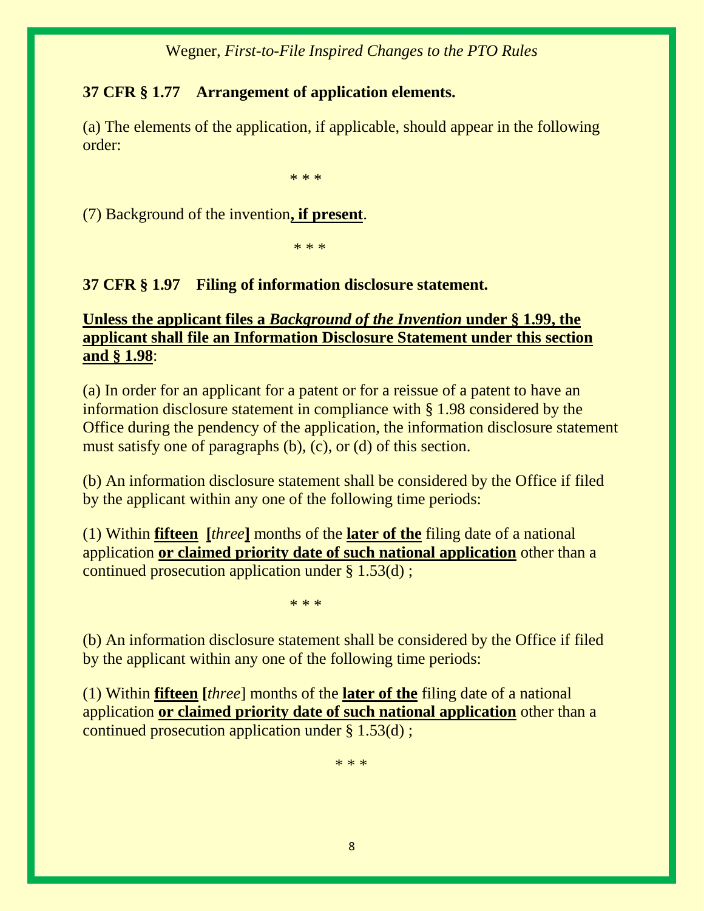**37 CFR § 1.77 Arrangement of application elements.**

(a) The elements of the application, if applicable, should appear in the following order:

\* \* \*

(7) Background of the invention**<u>, if present</u>**.

\* \* \*

**37 CFR § 1.97 Filing of information disclosure statement.**

**<u>Unless the applicant files a *Background of the Invention* under § 1.99, the applicant shall file an Information Disclosure Statement under this section and § 1.98</u>**:

(a) In order for an applicant for a patent or for a reissue of a patent to have an information disclosure statement in compliance with § 1.98 considered by the Office during the pendency of the application, the information disclosure statement must satisfy one of paragraphs (b), (c), or (d) of this section.

(b) An information disclosure statement shall be considered by the Office if filed by the applicant within any one of the following time periods:

(1) Within **<u>fifteen</u>** **[***three***]** months of the **<u>later of the</u>** filing date of a national application **<u>or claimed priority date of such national application</u>** other than a continued prosecution application under § 1.53(d) ;

\* \* \*

(b) An information disclosure statement shall be considered by the Office if filed by the applicant within any one of the following time periods:

(1) Within **<u>fifteen</u>** **[***three*] months of the **<u>later of the</u>** filing date of a national application **<u>or claimed priority date of such national application</u>** other than a continued prosecution application under § 1.53(d) ;

\* \* \*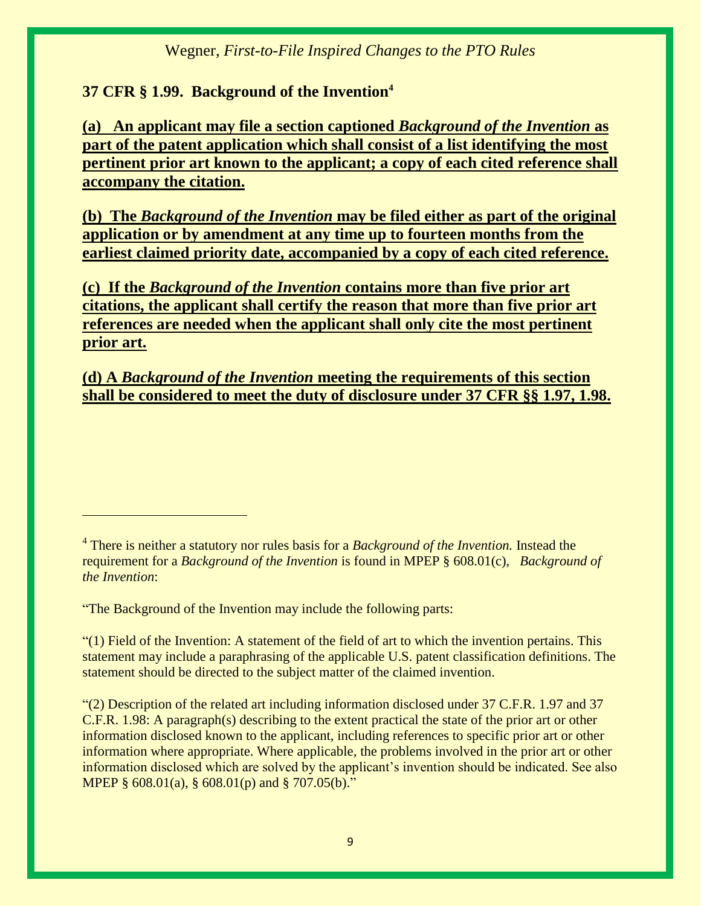**37 CFR § 1.99. Background of the Invention**[4]

<u>**(a) An applicant may file a section captioned *Background of the Invention* as part of the patent application which shall consist of a list identifying the most pertinent prior art known to the applicant; a copy of each cited reference shall accompany the citation.**</u>

<u>**(b) The *Background of the Invention* may be filed either as part of the original application or by amendment at any time up to fourteen months from the earliest claimed priority date, accompanied by a copy of each cited reference.**</u>

<u>**(c) If the *Background of the Invention* contains more than five prior art citations, the applicant shall certify the reason that more than five prior art references are needed when the applicant shall only cite the most pertinent prior art.**</u>

<u>**(d) A *Background of the Invention* meeting the requirements of this section shall be considered to meet the duty of disclosure under 37 CFR §§ 1.97, 1.98.**</u>

---

[4] There is neither a statutory nor rules basis for a *Background of the Invention.* Instead the requirement for a *Background of the Invention* is found in MPEP § 608.01(c), *Background of the Invention*:

"The Background of the Invention may include the following parts:

"(1) Field of the Invention: A statement of the field of art to which the invention pertains. This statement may include a paraphrasing of the applicable U.S. patent classification definitions. The statement should be directed to the subject matter of the claimed invention.

"(2) Description of the related art including information disclosed under 37 C.F.R. 1.97 and 37 C.F.R. 1.98: A paragraph(s) describing to the extent practical the state of the prior art or other information disclosed known to the applicant, including references to specific prior art or other information where appropriate. Where applicable, the problems involved in the prior art or other information disclosed which are solved by the applicant's invention should be indicated. See also MPEP § 608.01(a), § 608.01(p) and § 707.05(b)."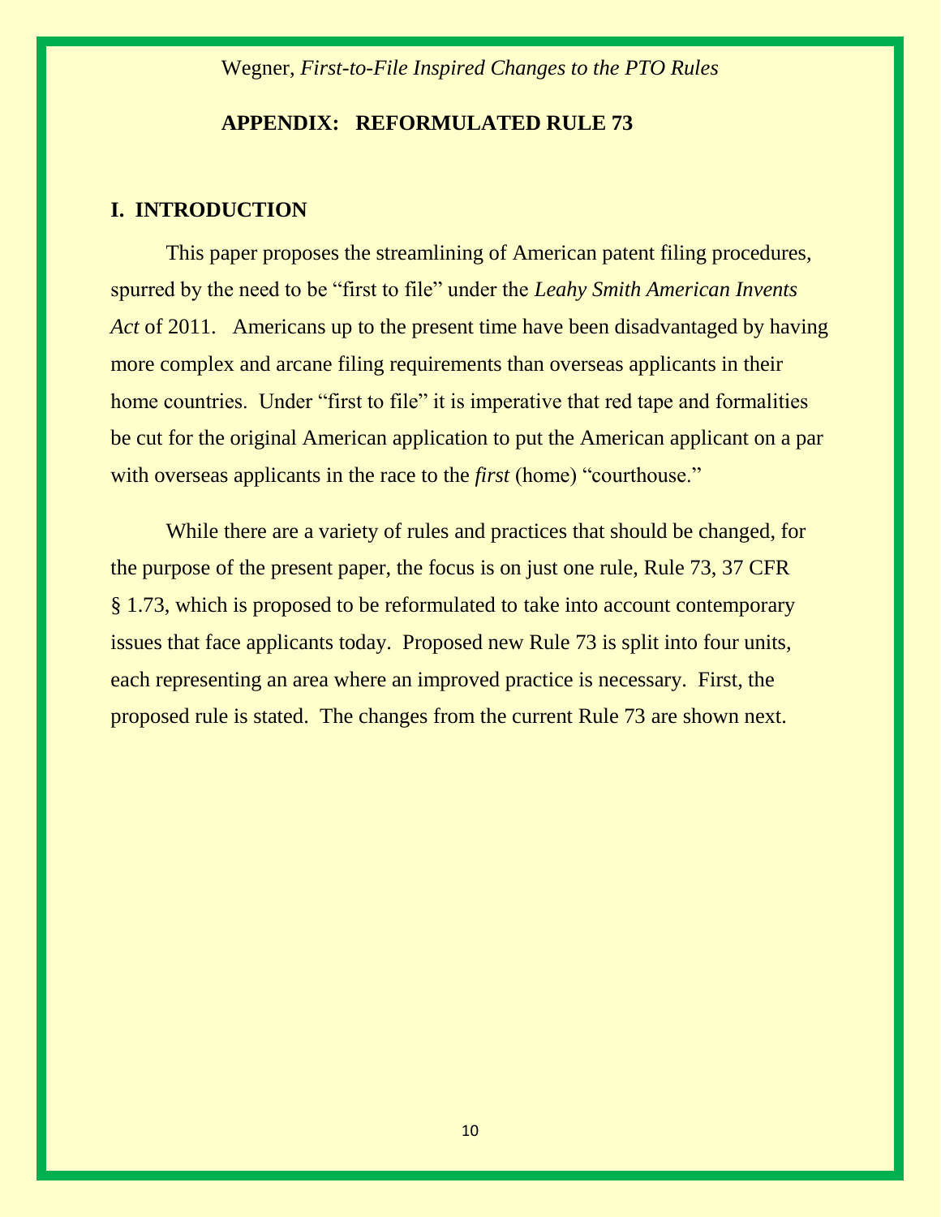## APPENDIX: REFORMULATED RULE 73

### I. INTRODUCTION

This paper proposes the streamlining of American patent filing procedures, spurred by the need to be "first to file" under the *Leahy Smith American Invents Act* of 2011. Americans up to the present time have been disadvantaged by having more complex and arcane filing requirements than overseas applicants in their home countries. Under "first to file" it is imperative that red tape and formalities be cut for the original American application to put the American applicant on a par with overseas applicants in the race to the *first* (home) "courthouse."

While there are a variety of rules and practices that should be changed, for the purpose of the present paper, the focus is on just one rule, Rule 73, 37 CFR § 1.73, which is proposed to be reformulated to take into account contemporary issues that face applicants today. Proposed new Rule 73 is split into four units, each representing an area where an improved practice is necessary. First, the proposed rule is stated. The changes from the current Rule 73 are shown next.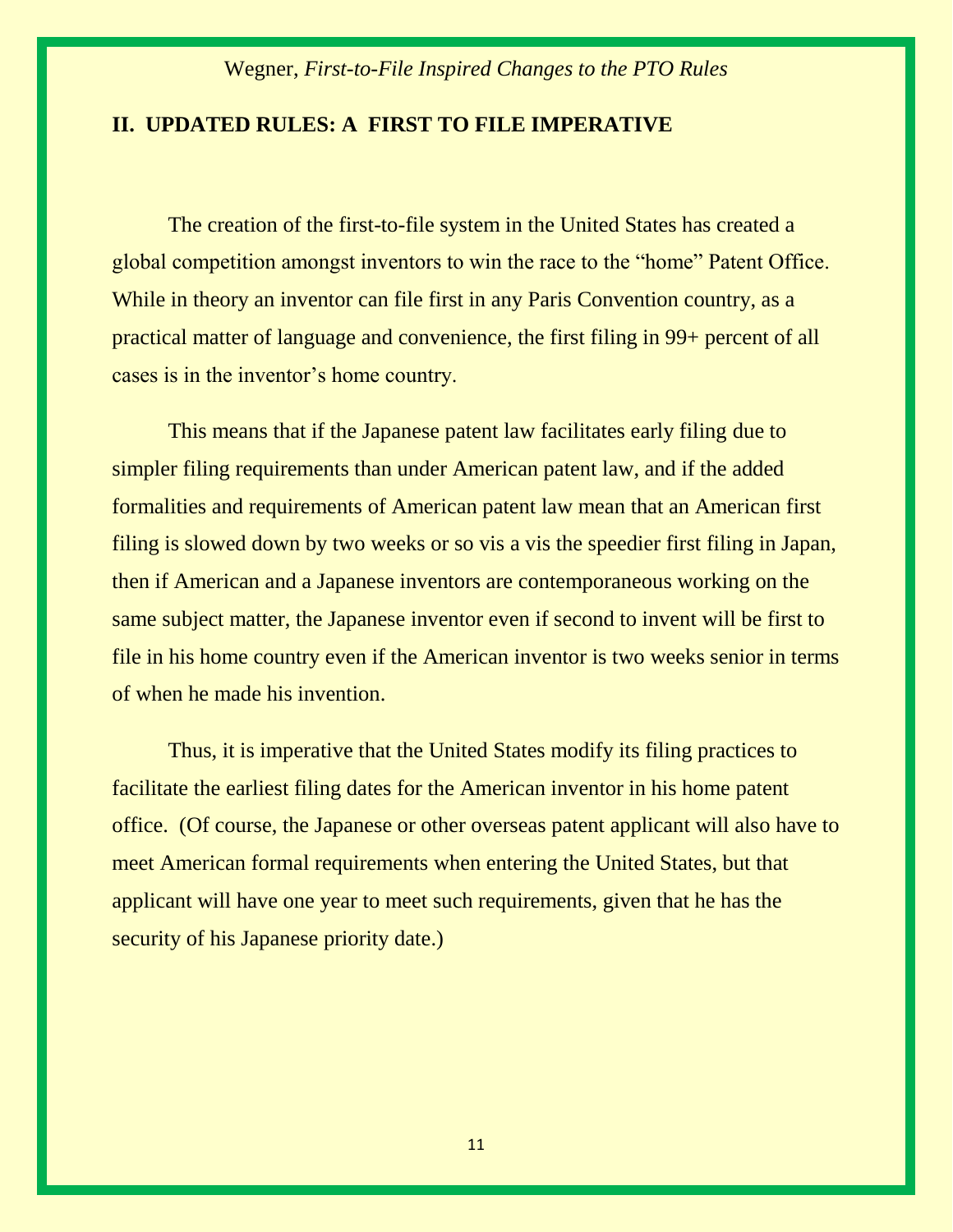## II. UPDATED RULES: A FIRST TO FILE IMPERATIVE

The creation of the first-to-file system in the United States has created a global competition amongst inventors to win the race to the "home" Patent Office. While in theory an inventor can file first in any Paris Convention country, as a practical matter of language and convenience, the first filing in 99+ percent of all cases is in the inventor's home country.

This means that if the Japanese patent law facilitates early filing due to simpler filing requirements than under American patent law, and if the added formalities and requirements of American patent law mean that an American first filing is slowed down by two weeks or so vis a vis the speedier first filing in Japan, then if American and a Japanese inventors are contemporaneous working on the same subject matter, the Japanese inventor even if second to invent will be first to file in his home country even if the American inventor is two weeks senior in terms of when he made his invention.

Thus, it is imperative that the United States modify its filing practices to facilitate the earliest filing dates for the American inventor in his home patent office. (Of course, the Japanese or other overseas patent applicant will also have to meet American formal requirements when entering the United States, but that applicant will have one year to meet such requirements, given that he has the security of his Japanese priority date.)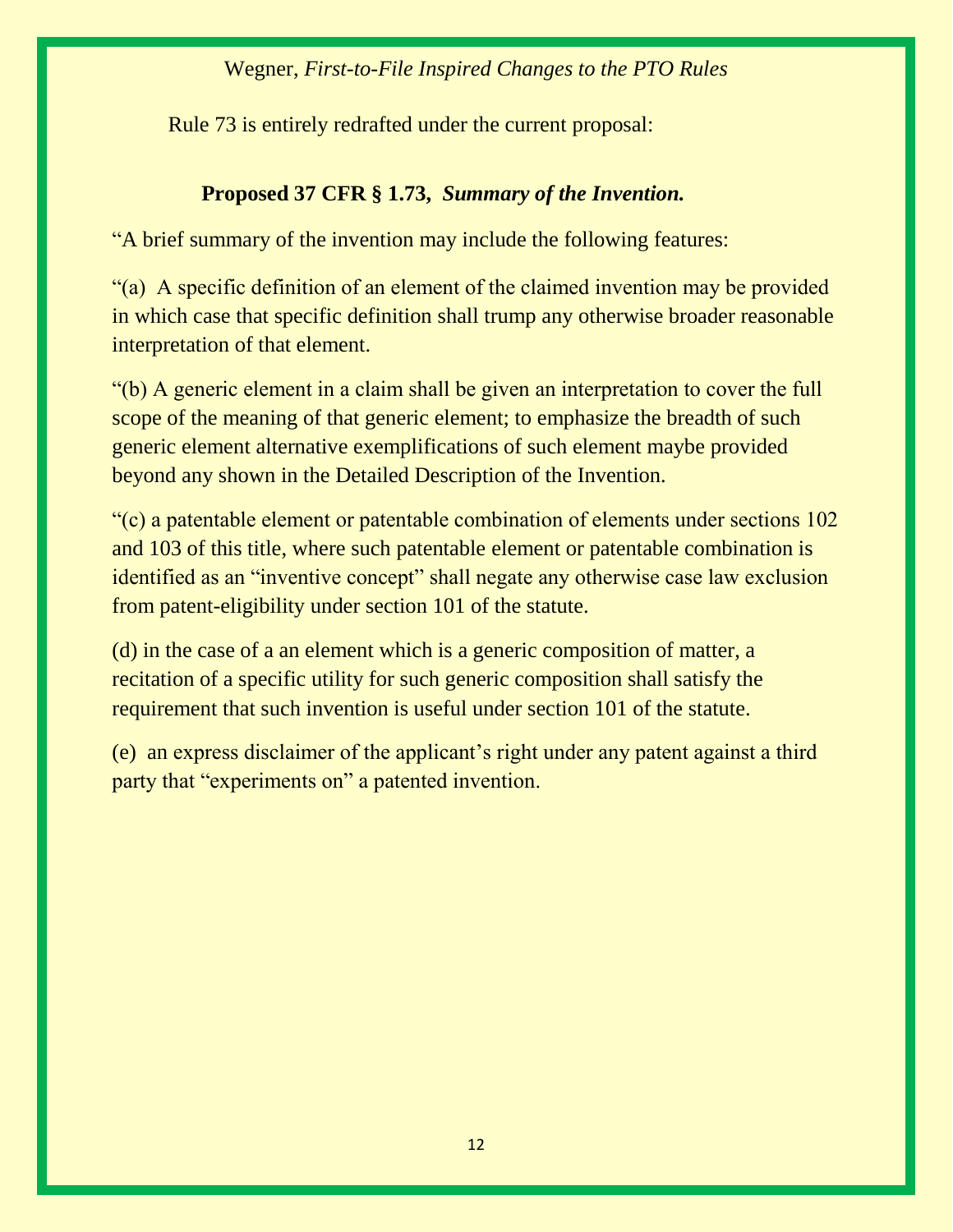Rule 73 is entirely redrafted under the current proposal:

**Proposed 37 CFR § 1.73, *Summary of the Invention.***

"A brief summary of the invention may include the following features:

"(a) A specific definition of an element of the claimed invention may be provided in which case that specific definition shall trump any otherwise broader reasonable interpretation of that element.

"(b) A generic element in a claim shall be given an interpretation to cover the full scope of the meaning of that generic element; to emphasize the breadth of such generic element alternative exemplifications of such element maybe provided beyond any shown in the Detailed Description of the Invention.

"(c) a patentable element or patentable combination of elements under sections 102 and 103 of this title, where such patentable element or patentable combination is identified as an "inventive concept" shall negate any otherwise case law exclusion from patent-eligibility under section 101 of the statute.

(d) in the case of a an element which is a generic composition of matter, a recitation of a specific utility for such generic composition shall satisfy the requirement that such invention is useful under section 101 of the statute.

(e) an express disclaimer of the applicant's right under any patent against a third party that "experiments on" a patented invention.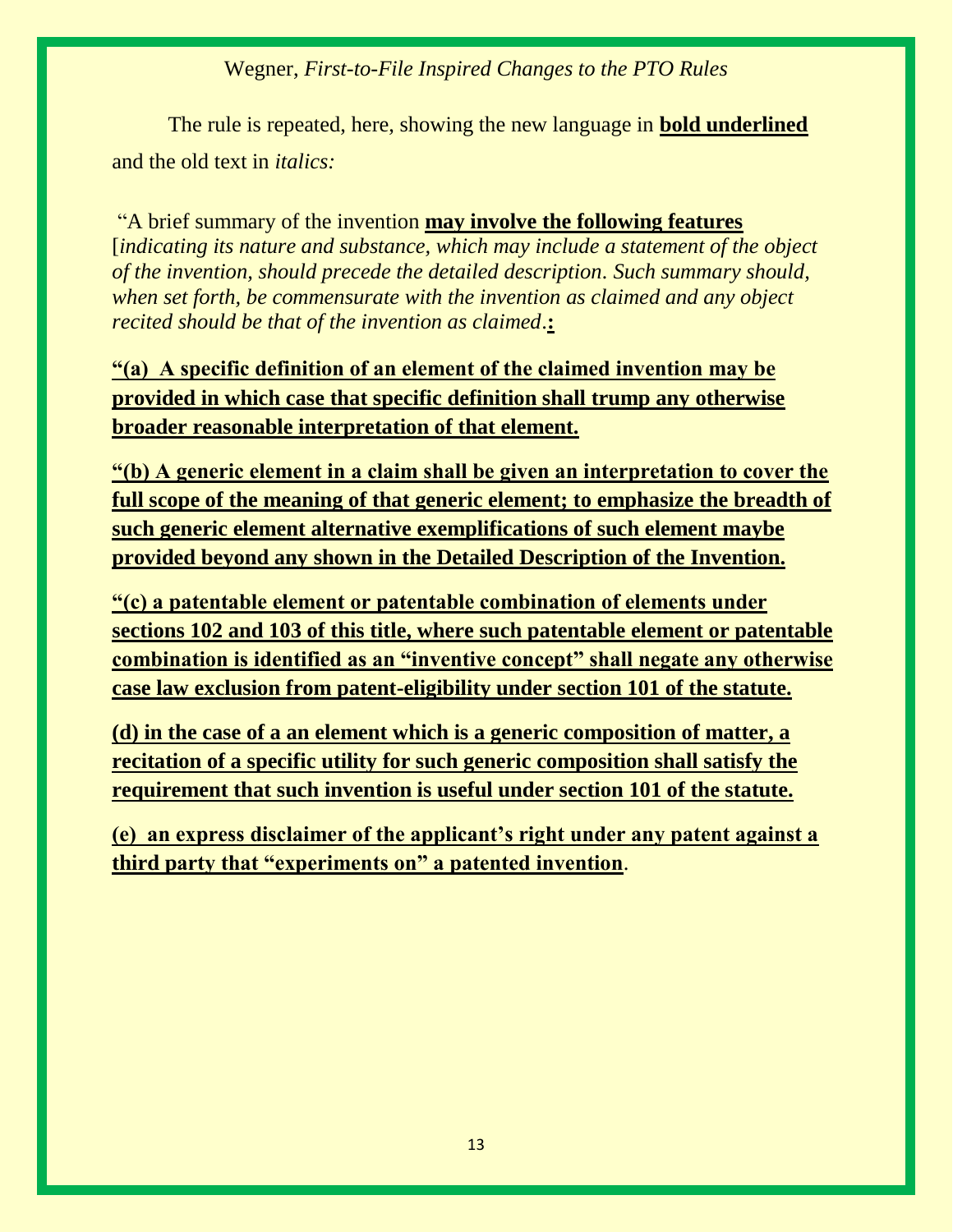The rule is repeated, here, showing the new language in **<u>bold underlined</u>** and the old text in *italics:*

"A brief summary of the invention **<u>may involve the following features</u>** [*indicating its nature and substance, which may include a statement of the object of the invention, should precede the detailed description. Such summary should, when set forth, be commensurate with the invention as claimed and any object recited should be that of the invention as claimed*.**<u>:</u>**

**<u>"(a) A specific definition of an element of the claimed invention may be provided in which case that specific definition shall trump any otherwise broader reasonable interpretation of that element.</u>**

**<u>"(b) A generic element in a claim shall be given an interpretation to cover the full scope of the meaning of that generic element; to emphasize the breadth of such generic element alternative exemplifications of such element maybe provided beyond any shown in the Detailed Description of the Invention.</u>**

**<u>"(c) a patentable element or patentable combination of elements under sections 102 and 103 of this title, where such patentable element or patentable combination is identified as an "inventive concept" shall negate any otherwise case law exclusion from patent-eligibility under section 101 of the statute.</u>**

**<u>(d) in the case of a an element which is a generic composition of matter, a recitation of a specific utility for such generic composition shall satisfy the requirement that such invention is useful under section 101 of the statute.</u>**

**<u>(e) an express disclaimer of the applicant's right under any patent against a third party that "experiments on" a patented invention</u>**.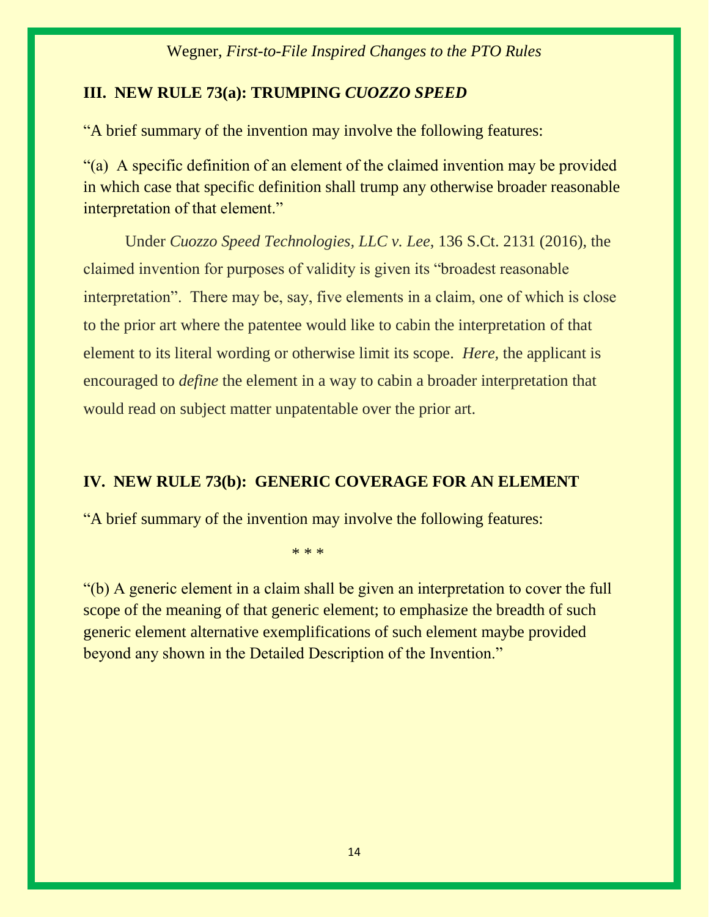## III. NEW RULE 73(a): TRUMPING *CUOZZO SPEED*

"A brief summary of the invention may involve the following features:

"(a) A specific definition of an element of the claimed invention may be provided in which case that specific definition shall trump any otherwise broader reasonable interpretation of that element."

Under *Cuozzo Speed Technologies, LLC v. Lee*, 136 S.Ct. 2131 (2016), the claimed invention for purposes of validity is given its "broadest reasonable interpretation". There may be, say, five elements in a claim, one of which is close to the prior art where the patentee would like to cabin the interpretation of that element to its literal wording or otherwise limit its scope. *Here,* the applicant is encouraged to *define* the element in a way to cabin a broader interpretation that would read on subject matter unpatentable over the prior art.

## IV. NEW RULE 73(b): GENERIC COVERAGE FOR AN ELEMENT

"A brief summary of the invention may involve the following features:

\* \* \*

"(b) A generic element in a claim shall be given an interpretation to cover the full scope of the meaning of that generic element; to emphasize the breadth of such generic element alternative exemplifications of such element maybe provided beyond any shown in the Detailed Description of the Invention."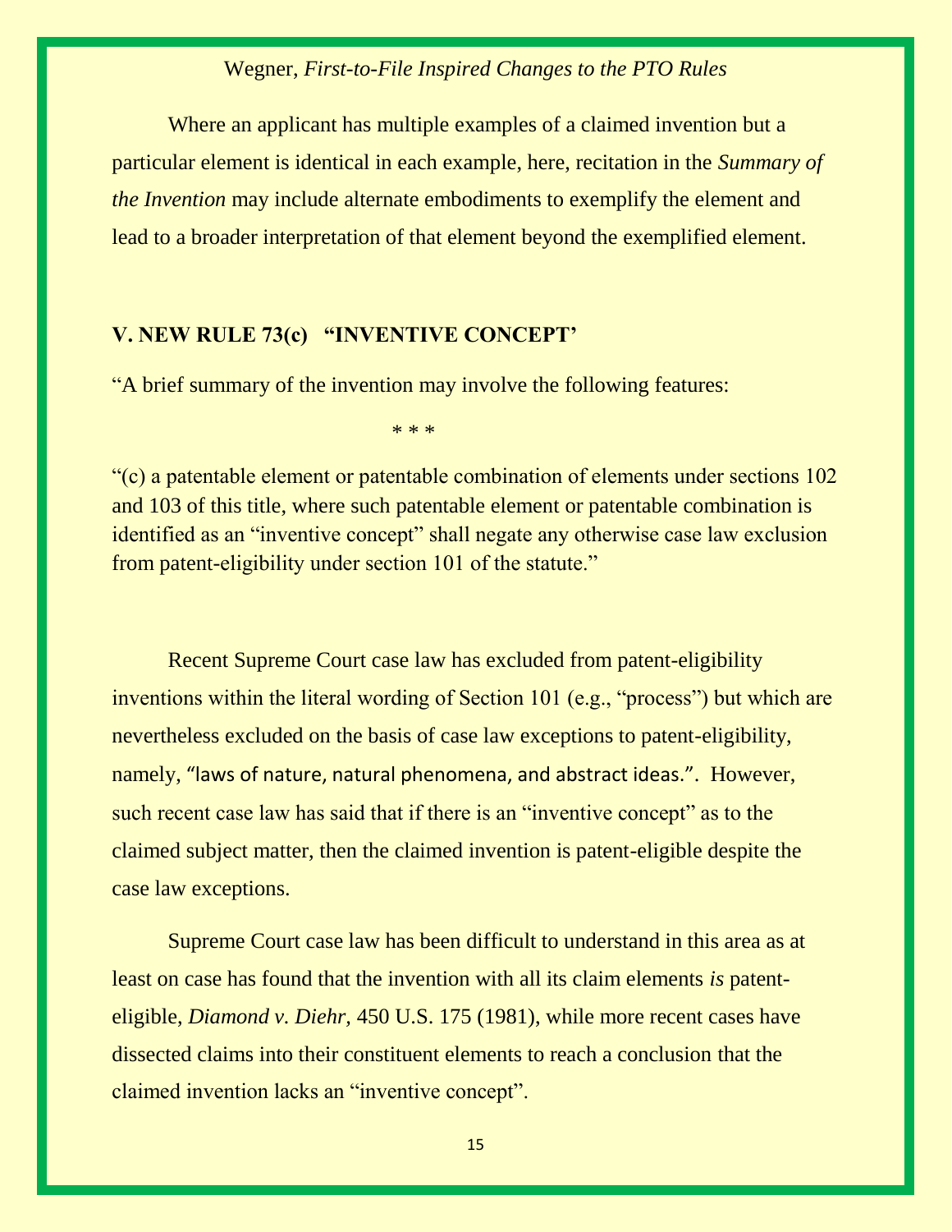Where an applicant has multiple examples of a claimed invention but a particular element is identical in each example, here, recitation in the *Summary of the Invention* may include alternate embodiments to exemplify the element and lead to a broader interpretation of that element beyond the exemplified element.

## V. NEW RULE 73(c) "INVENTIVE CONCEPT'

"A brief summary of the invention may involve the following features:

\* \* \*

"(c) a patentable element or patentable combination of elements under sections 102 and 103 of this title, where such patentable element or patentable combination is identified as an "inventive concept" shall negate any otherwise case law exclusion from patent-eligibility under section 101 of the statute."

Recent Supreme Court case law has excluded from patent-eligibility inventions within the literal wording of Section 101 (e.g., "process") but which are nevertheless excluded on the basis of case law exceptions to patent-eligibility, namely, "laws of nature, natural phenomena, and abstract ideas.". However, such recent case law has said that if there is an "inventive concept" as to the claimed subject matter, then the claimed invention is patent-eligible despite the case law exceptions.

Supreme Court case law has been difficult to understand in this area as at least on case has found that the invention with all its claim elements *is* patent-eligible, *Diamond v. Diehr,* 450 U.S. 175 (1981), while more recent cases have dissected claims into their constituent elements to reach a conclusion that the claimed invention lacks an "inventive concept".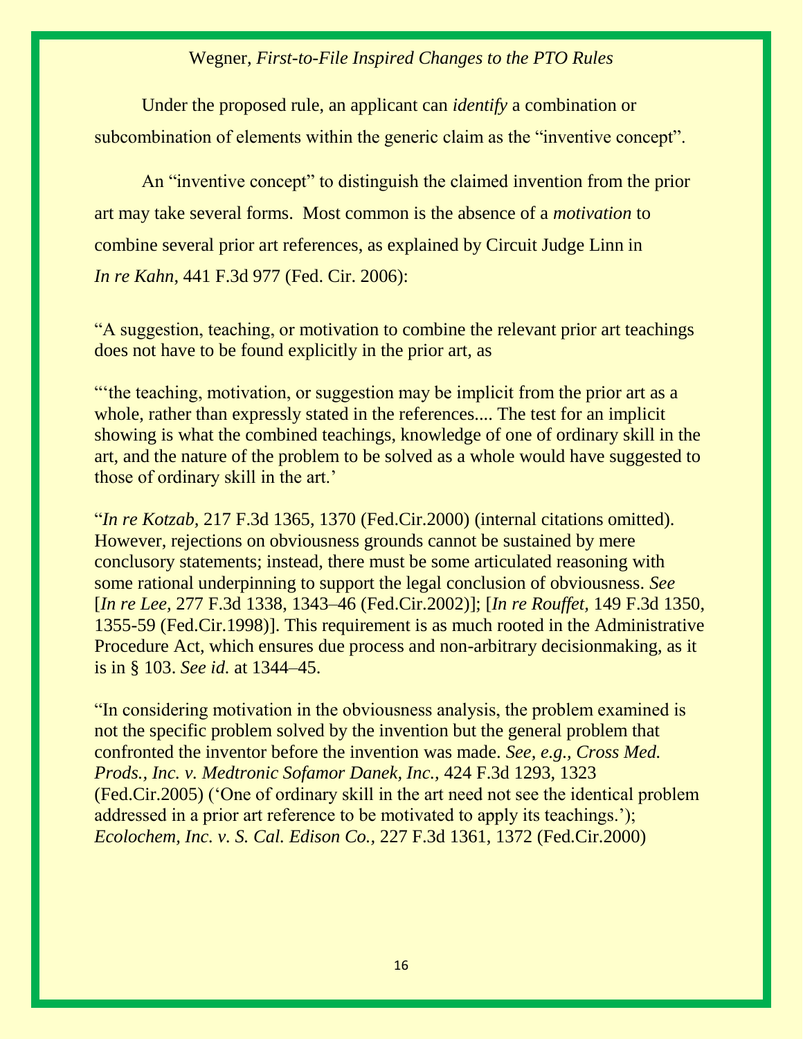Under the proposed rule, an applicant can *identify* a combination or subcombination of elements within the generic claim as the "inventive concept".

An "inventive concept" to distinguish the claimed invention from the prior art may take several forms. Most common is the absence of a *motivation* to combine several prior art references, as explained by Circuit Judge Linn in *In re Kahn*, 441 F.3d 977 (Fed. Cir. 2006):

"A suggestion, teaching, or motivation to combine the relevant prior art teachings does not have to be found explicitly in the prior art, as

"'the teaching, motivation, or suggestion may be implicit from the prior art as a whole, rather than expressly stated in the references.... The test for an implicit showing is what the combined teachings, knowledge of one of ordinary skill in the art, and the nature of the problem to be solved as a whole would have suggested to those of ordinary skill in the art.'

"*In re Kotzab*, 217 F.3d 1365, 1370 (Fed.Cir.2000) (internal citations omitted). However, rejections on obviousness grounds cannot be sustained by mere conclusory statements; instead, there must be some articulated reasoning with some rational underpinning to support the legal conclusion of obviousness. *See* [*In re Lee*, 277 F.3d 1338, 1343–46 (Fed.Cir.2002)]; [*In re Rouffet*, 149 F.3d 1350, 1355-59 (Fed.Cir.1998)]. This requirement is as much rooted in the Administrative Procedure Act, which ensures due process and non-arbitrary decisionmaking, as it is in § 103. *See id.* at 1344–45.

"In considering motivation in the obviousness analysis, the problem examined is not the specific problem solved by the invention but the general problem that confronted the inventor before the invention was made. *See, e.g., Cross Med. Prods., Inc. v. Medtronic Sofamor Danek, Inc.*, 424 F.3d 1293, 1323 (Fed.Cir.2005) ('One of ordinary skill in the art need not see the identical problem addressed in a prior art reference to be motivated to apply its teachings.'); *Ecolochem, Inc. v. S. Cal. Edison Co.*, 227 F.3d 1361, 1372 (Fed.Cir.2000)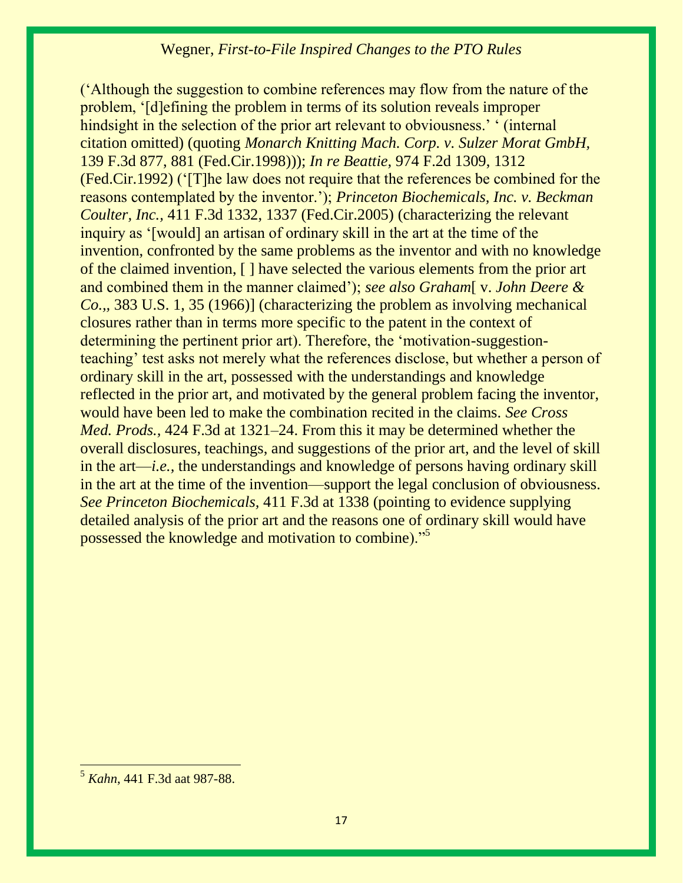('Although the suggestion to combine references may flow from the nature of the problem, '[d]efining the problem in terms of its solution reveals improper hindsight in the selection of the prior art relevant to obviousness.' ' (internal citation omitted) (quoting *Monarch Knitting Mach. Corp. v. Sulzer Morat GmbH,* 139 F.3d 877, 881 (Fed.Cir.1998))); *In re Beattie,* 974 F.2d 1309, 1312 (Fed.Cir.1992) ('[T]he law does not require that the references be combined for the reasons contemplated by the inventor.'); *Princeton Biochemicals, Inc. v. Beckman Coulter, Inc.,* 411 F.3d 1332, 1337 (Fed.Cir.2005) (characterizing the relevant inquiry as '[would] an artisan of ordinary skill in the art at the time of the invention, confronted by the same problems as the inventor and with no knowledge of the claimed invention, [ ] have selected the various elements from the prior art and combined them in the manner claimed'); *see also Graham*[ v. *John Deere & Co.,*, 383 U.S. 1, 35 (1966)] (characterizing the problem as involving mechanical closures rather than in terms more specific to the patent in the context of determining the pertinent prior art). Therefore, the 'motivation-suggestion-teaching' test asks not merely what the references disclose, but whether a person of ordinary skill in the art, possessed with the understandings and knowledge reflected in the prior art, and motivated by the general problem facing the inventor, would have been led to make the combination recited in the claims. *See Cross Med. Prods.,* 424 F.3d at 1321–24. From this it may be determined whether the overall disclosures, teachings, and suggestions of the prior art, and the level of skill in the art—*i.e.,* the understandings and knowledge of persons having ordinary skill in the art at the time of the invention—support the legal conclusion of obviousness. *See Princeton Biochemicals,* 411 F.3d at 1338 (pointing to evidence supplying detailed analysis of the prior art and the reasons one of ordinary skill would have possessed the knowledge and motivation to combine)."[5]

---

[5] *Kahn,* 441 F.3d aat 987-88.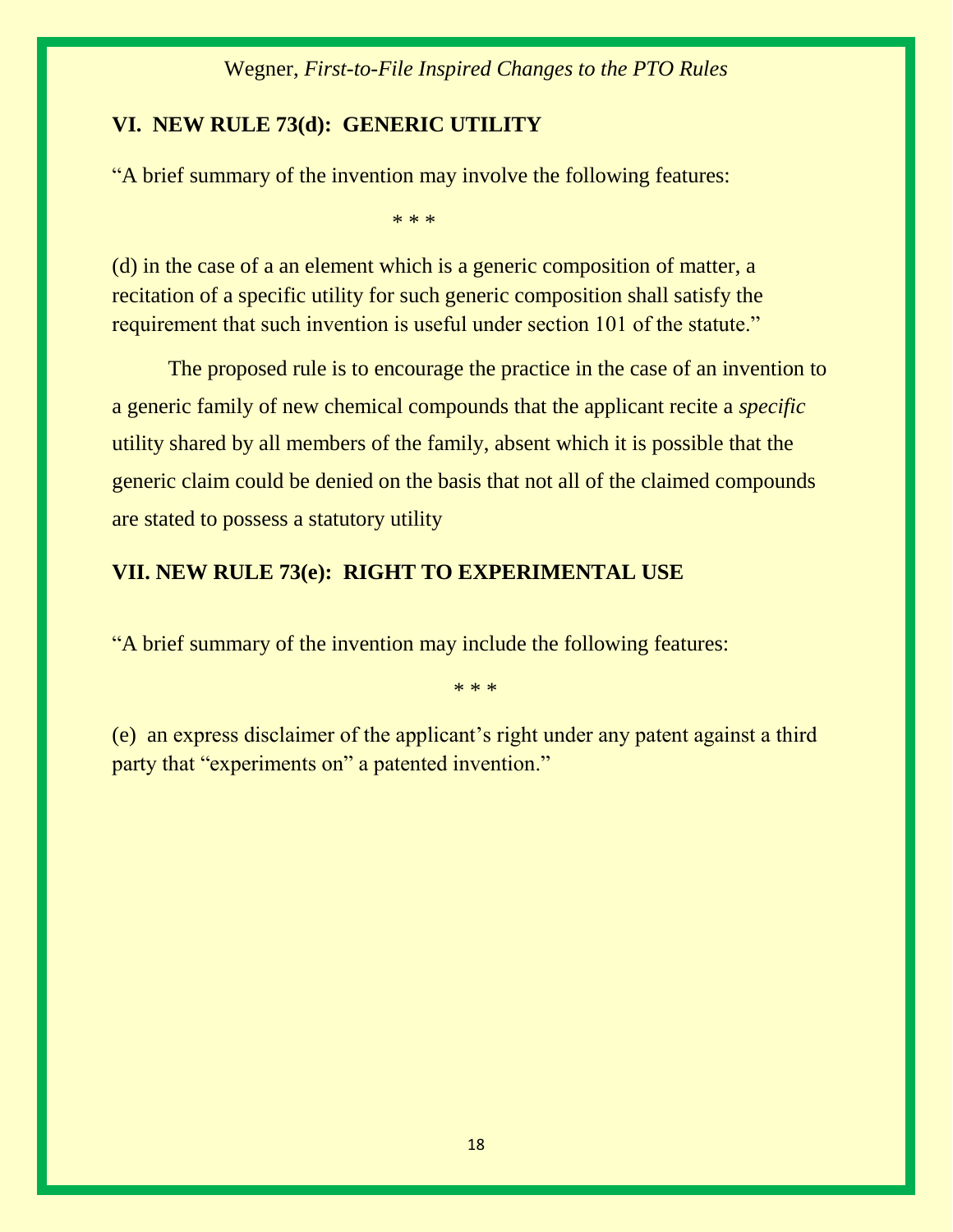## VI. NEW RULE 73(d): GENERIC UTILITY

"A brief summary of the invention may involve the following features:

\* \* \*

(d) in the case of a an element which is a generic composition of matter, a recitation of a specific utility for such generic composition shall satisfy the requirement that such invention is useful under section 101 of the statute."

The proposed rule is to encourage the practice in the case of an invention to a generic family of new chemical compounds that the applicant recite a *specific* utility shared by all members of the family, absent which it is possible that the generic claim could be denied on the basis that not all of the claimed compounds are stated to possess a statutory utility

## VII. NEW RULE 73(e): RIGHT TO EXPERIMENTAL USE

"A brief summary of the invention may include the following features:

\* \* \*

(e) an express disclaimer of the applicant's right under any patent against a third party that "experiments on" a patented invention."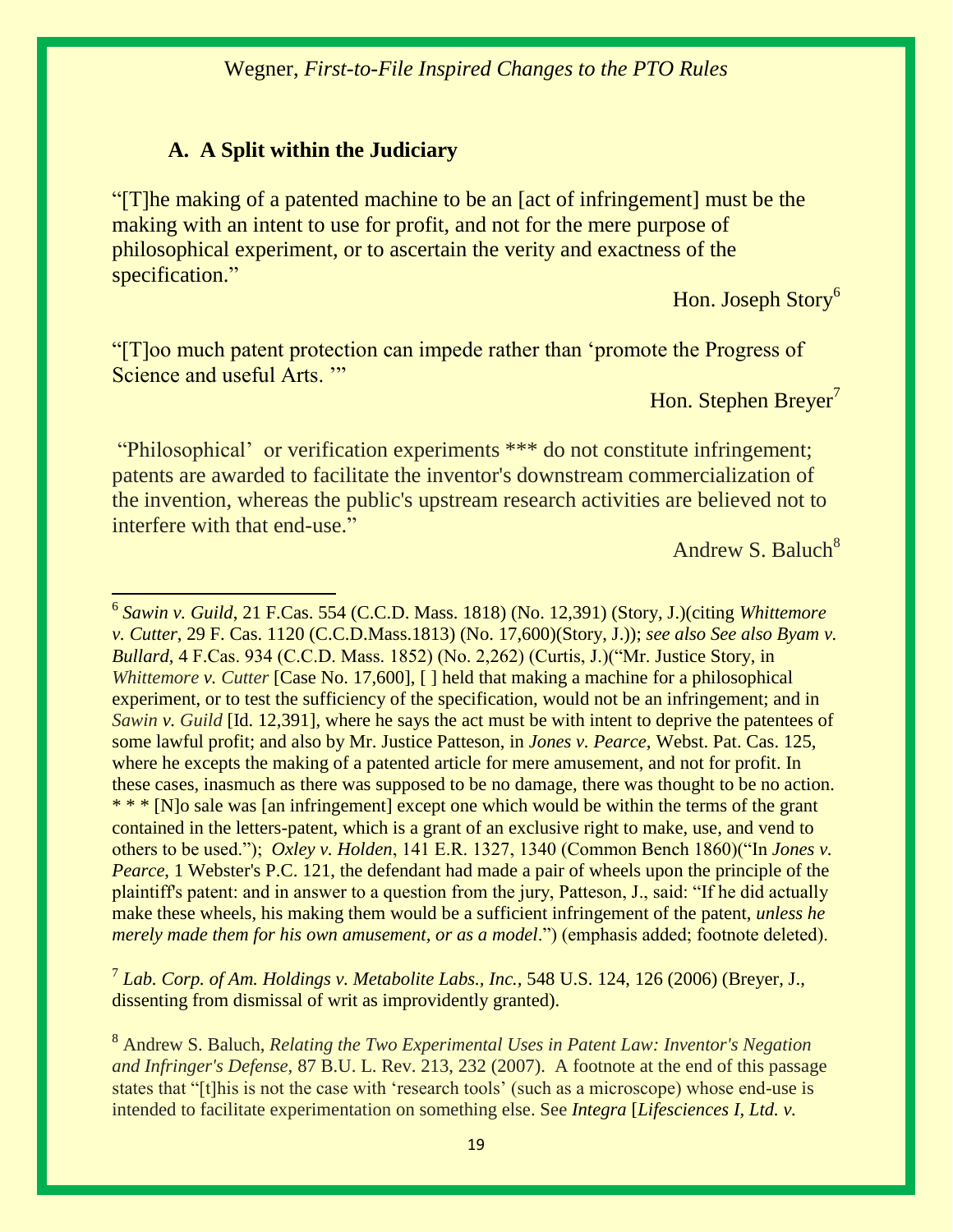### A. A Split within the Judiciary

"[T]he making of a patented machine to be an [act of infringement] must be the making with an intent to use for profit, and not for the mere purpose of philosophical experiment, or to ascertain the verity and exactness of the specification."

Hon. Joseph Story[6]

"[T]oo much patent protection can impede rather than 'promote the Progress of Science and useful Arts. '"

Hon. Stephen Breyer[7]

"Philosophical' or verification experiments *** do not constitute infringement; patents are awarded to facilitate the inventor's downstream commercialization of the invention, whereas the public's upstream research activities are believed not to interfere with that end-use."

Andrew S. Baluch[8]

---

[6] *Sawin v. Guild*, 21 F.Cas. 554 (C.C.D. Mass. 1818) (No. 12,391) (Story, J.)(citing *Whittemore v. Cutter*, 29 F. Cas. 1120 (C.C.D.Mass.1813) (No. 17,600)(Story, J.)); *see also See also Byam v. Bullard*, 4 F.Cas. 934 (C.C.D. Mass. 1852) (No. 2,262) (Curtis, J.)("Mr. Justice Story, in *Whittemore v. Cutter* [Case No. 17,600], [ ] held that making a machine for a philosophical experiment, or to test the sufficiency of the specification, would not be an infringement; and in *Sawin v. Guild* [Id. 12,391], where he says the act must be with intent to deprive the patentees of some lawful profit; and also by Mr. Justice Patteson, in *Jones v. Pearce*, Webst. Pat. Cas. 125, where he excepts the making of a patented article for mere amusement, and not for profit. In these cases, inasmuch as there was supposed to be no damage, there was thought to be no action. * * * [N]o sale was [an infringement] except one which would be within the terms of the grant contained in the letters-patent, which is a grant of an exclusive right to make, use, and vend to others to be used."); *Oxley v. Holden*, 141 E.R. 1327, 1340 (Common Bench 1860)("In *Jones v. Pearce*, 1 Webster's P.C. 121, the defendant had made a pair of wheels upon the principle of the plaintiff's patent: and in answer to a question from the jury, Patteson, J., said: "If he did actually make these wheels, his making them would be a sufficient infringement of the patent, *unless he merely made them for his own amusement, or as a model*.") (emphasis added; footnote deleted).

[7] *Lab. Corp. of Am. Holdings v. Metabolite Labs., Inc.*, 548 U.S. 124, 126 (2006) (Breyer, J., dissenting from dismissal of writ as improvidently granted).

[8] Andrew S. Baluch, *Relating the Two Experimental Uses in Patent Law: Inventor's Negation and Infringer's Defense*, 87 B.U. L. Rev. 213, 232 (2007). A footnote at the end of this passage states that "[t]his is not the case with 'research tools' (such as a microscope) whose end-use is intended to facilitate experimentation on something else. See *Integra* [*Lifesciences I, Ltd. v.*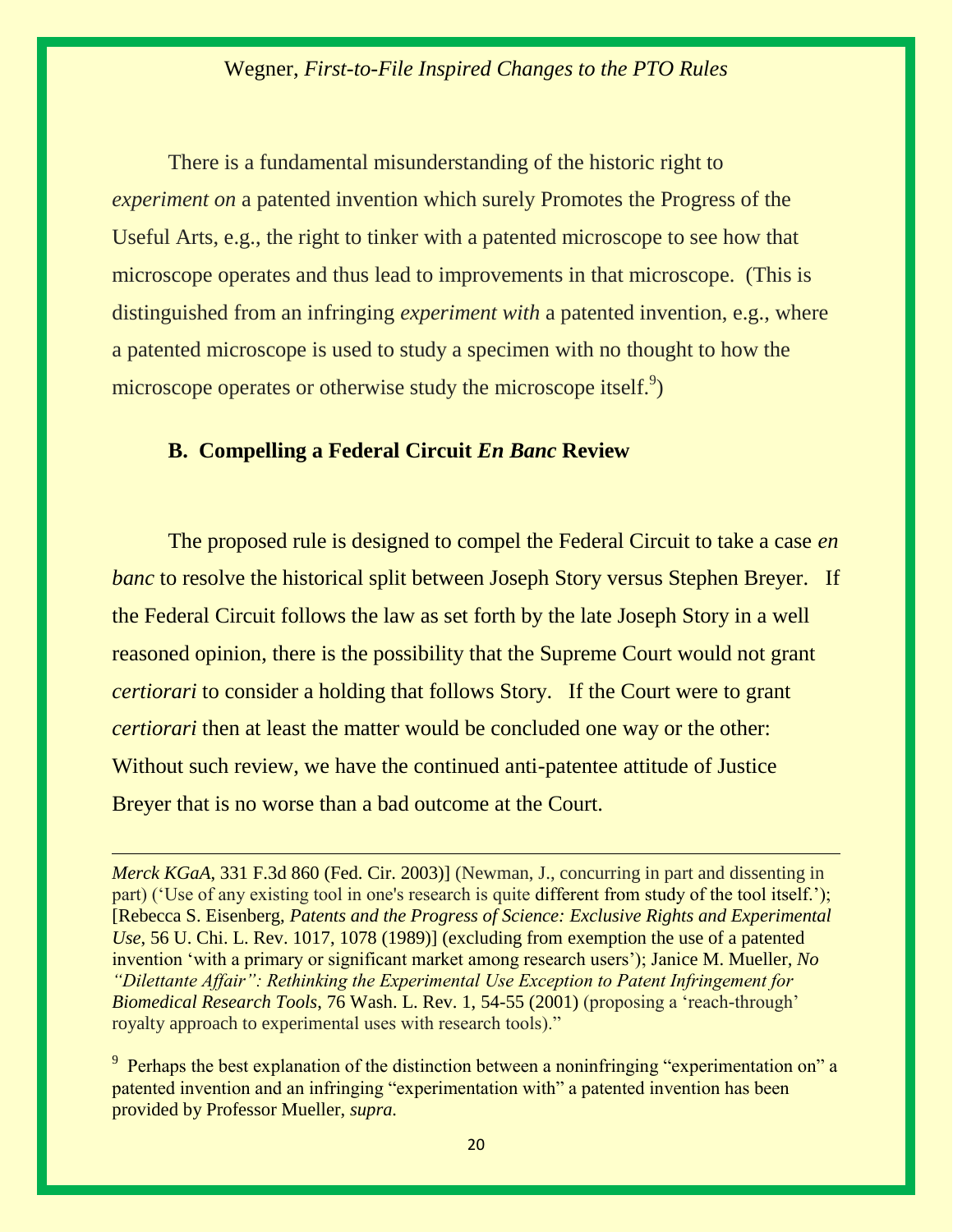There is a fundamental misunderstanding of the historic right to *experiment on* a patented invention which surely Promotes the Progress of the Useful Arts, e.g., the right to tinker with a patented microscope to see how that microscope operates and thus lead to improvements in that microscope. (This is distinguished from an infringing *experiment with* a patented invention, e.g., where a patented microscope is used to study a specimen with no thought to how the microscope operates or otherwise study the microscope itself.[9])

### B. Compelling a Federal Circuit *En Banc* Review

The proposed rule is designed to compel the Federal Circuit to take a case *en banc* to resolve the historical split between Joseph Story versus Stephen Breyer. If the Federal Circuit follows the law as set forth by the late Joseph Story in a well reasoned opinion, there is the possibility that the Supreme Court would not grant *certiorari* to consider a holding that follows Story. If the Court were to grant *certiorari* then at least the matter would be concluded one way or the other: Without such review, we have the continued anti-patentee attitude of Justice Breyer that is no worse than a bad outcome at the Court.

---

*Merck KGaA*, 331 F.3d 860 (Fed. Cir. 2003)] (Newman, J., concurring in part and dissenting in part) ('Use of any existing tool in one's research is quite different from study of the tool itself.'); [Rebecca S. Eisenberg, *Patents and the Progress of Science: Exclusive Rights and Experimental Use*, 56 U. Chi. L. Rev. 1017, 1078 (1989)] (excluding from exemption the use of a patented invention 'with a primary or significant market among research users'); Janice M. Mueller, *No "Dilettante Affair": Rethinking the Experimental Use Exception to Patent Infringement for Biomedical Research Tools*, 76 Wash. L. Rev. 1, 54-55 (2001) (proposing a 'reach-through' royalty approach to experimental uses with research tools)."

[9] Perhaps the best explanation of the distinction between a noninfringing "experimentation on" a patented invention and an infringing "experimentation with" a patented invention has been provided by Professor Mueller, *supra.*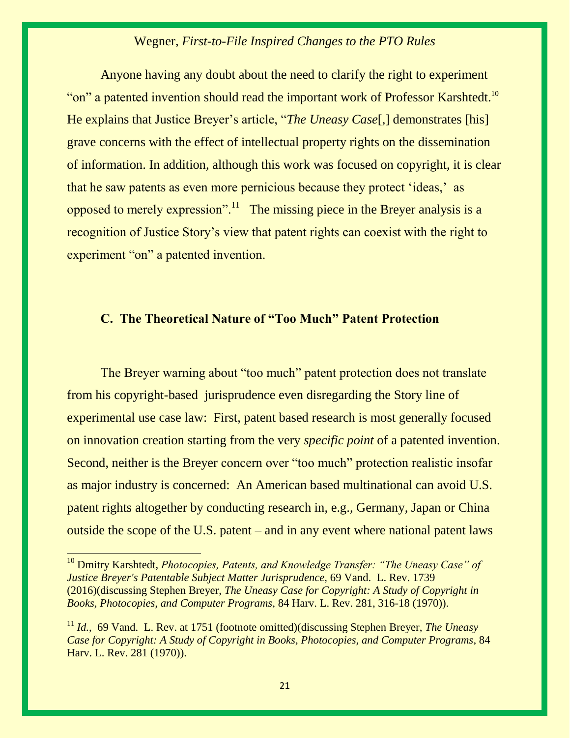Anyone having any doubt about the need to clarify the right to experiment "on" a patented invention should read the important work of Professor Karshtedt.[10] He explains that Justice Breyer's article, "*The Uneasy Case*[,] demonstrates [his] grave concerns with the effect of intellectual property rights on the dissemination of information. In addition, although this work was focused on copyright, it is clear that he saw patents as even more pernicious because they protect 'ideas,' as opposed to merely expression".[11] The missing piece in the Breyer analysis is a recognition of Justice Story's view that patent rights can coexist with the right to experiment "on" a patented invention.

### C. The Theoretical Nature of "Too Much" Patent Protection

The Breyer warning about "too much" patent protection does not translate from his copyright-based jurisprudence even disregarding the Story line of experimental use case law: First, patent based research is most generally focused on innovation creation starting from the very *specific point* of a patented invention. Second, neither is the Breyer concern over "too much" protection realistic insofar as major industry is concerned: An American based multinational can avoid U.S. patent rights altogether by conducting research in, e.g., Germany, Japan or China outside the scope of the U.S. patent – and in any event where national patent laws

---

[10] Dmitry Karshtedt, *Photocopies, Patents, and Knowledge Transfer: "The Uneasy Case" of Justice Breyer's Patentable Subject Matter Jurisprudence,* 69 Vand. L. Rev. 1739 (2016)(discussing Stephen Breyer, *The Uneasy Case for Copyright: A Study of Copyright in Books, Photocopies, and Computer Programs,* 84 Harv. L. Rev. 281, 316-18 (1970)).

[11] *Id.*, 69 Vand. L. Rev. at 1751 (footnote omitted)(discussing Stephen Breyer, *The Uneasy Case for Copyright: A Study of Copyright in Books, Photocopies, and Computer Programs,* 84 Harv. L. Rev. 281 (1970)).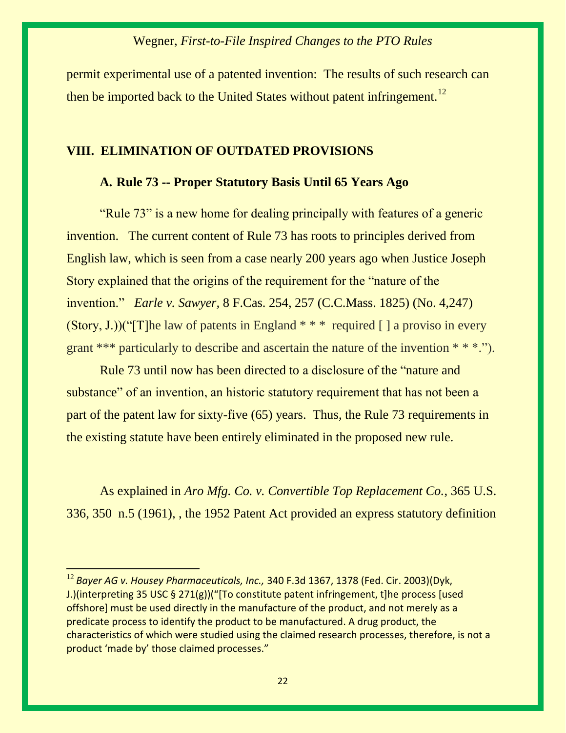permit experimental use of a patented invention: The results of such research can then be imported back to the United States without patent infringement.[12]

## VIII. ELIMINATION OF OUTDATED PROVISIONS

### A. Rule 73 -- Proper Statutory Basis Until 65 Years Ago

"Rule 73" is a new home for dealing principally with features of a generic invention. The current content of Rule 73 has roots to principles derived from English law, which is seen from a case nearly 200 years ago when Justice Joseph Story explained that the origins of the requirement for the "nature of the invention." *Earle v. Sawyer*, 8 F.Cas. 254, 257 (C.C.Mass. 1825) (No. 4,247) (Story, J.))("[T]he law of patents in England * * * required [ ] a proviso in every grant *** particularly to describe and ascertain the nature of the invention * * *.").

Rule 73 until now has been directed to a disclosure of the "nature and substance" of an invention, an historic statutory requirement that has not been a part of the patent law for sixty-five (65) years. Thus, the Rule 73 requirements in the existing statute have been entirely eliminated in the proposed new rule.

As explained in *Aro Mfg. Co. v. Convertible Top Replacement Co.*, 365 U.S. 336, 350 n.5 (1961), , the 1952 Patent Act provided an express statutory definition

---

[12] *Bayer AG v. Housey Pharmaceuticals, Inc.,* 340 F.3d 1367, 1378 (Fed. Cir. 2003)(Dyk, J.)(interpreting 35 USC § 271(g))("[To constitute patent infringement, t]he process [used offshore] must be used directly in the manufacture of the product, and not merely as a predicate process to identify the product to be manufactured. A drug product, the characteristics of which were studied using the claimed research processes, therefore, is not a product 'made by' those claimed processes."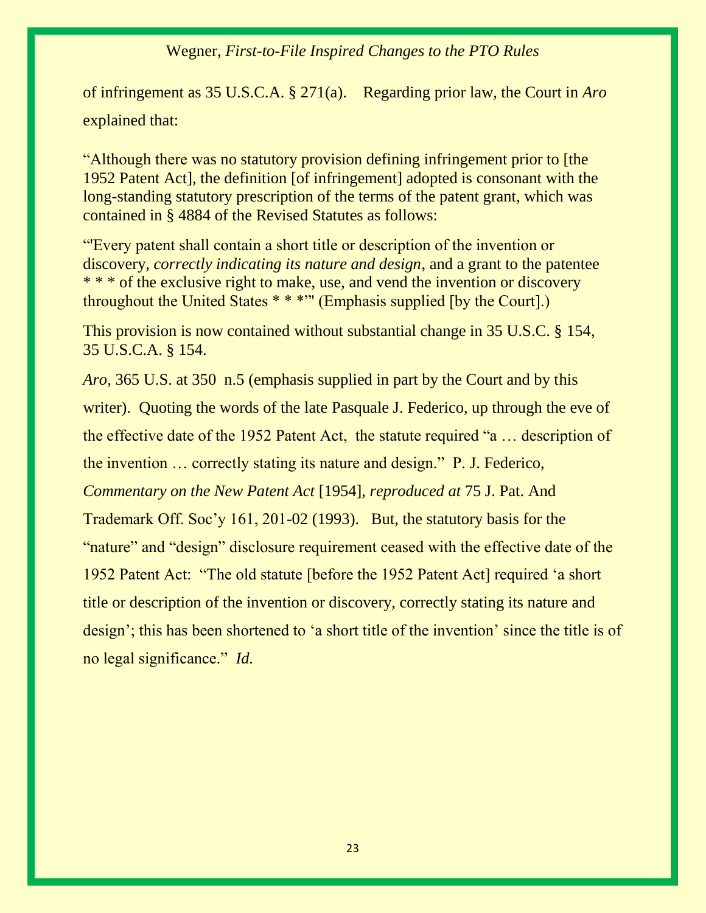of infringement as 35 U.S.C.A. § 271(a). Regarding prior law, the Court in *Aro* explained that:

> "Although there was no statutory provision defining infringement prior to [the 1952 Patent Act], the definition [of infringement] adopted is consonant with the long-standing statutory prescription of the terms of the patent grant, which was contained in § 4884 of the Revised Statutes as follows:
>
> "'Every patent shall contain a short title or description of the invention or discovery, *correctly indicating its nature and design*, and a grant to the patentee * * * of the exclusive right to make, use, and vend the invention or discovery throughout the United States * * *'" (Emphasis supplied [by the Court].)
>
> This provision is now contained without substantial change in 35 U.S.C. § 154, 35 U.S.C.A. § 154.

*Aro*, 365 U.S. at 350 n.5 (emphasis supplied in part by the Court and by this writer). Quoting the words of the late Pasquale J. Federico, up through the eve of the effective date of the 1952 Patent Act, the statute required "a … description of the invention … correctly stating its nature and design." P. J. Federico, *Commentary on the New Patent Act* [1954], *reproduced at* 75 J. Pat. And Trademark Off. Soc'y 161, 201-02 (1993). But, the statutory basis for the "nature" and "design" disclosure requirement ceased with the effective date of the 1952 Patent Act: "The old statute [before the 1952 Patent Act] required 'a short title or description of the invention or discovery, correctly stating its nature and design'; this has been shortened to 'a short title of the invention' since the title is of no legal significance." *Id.*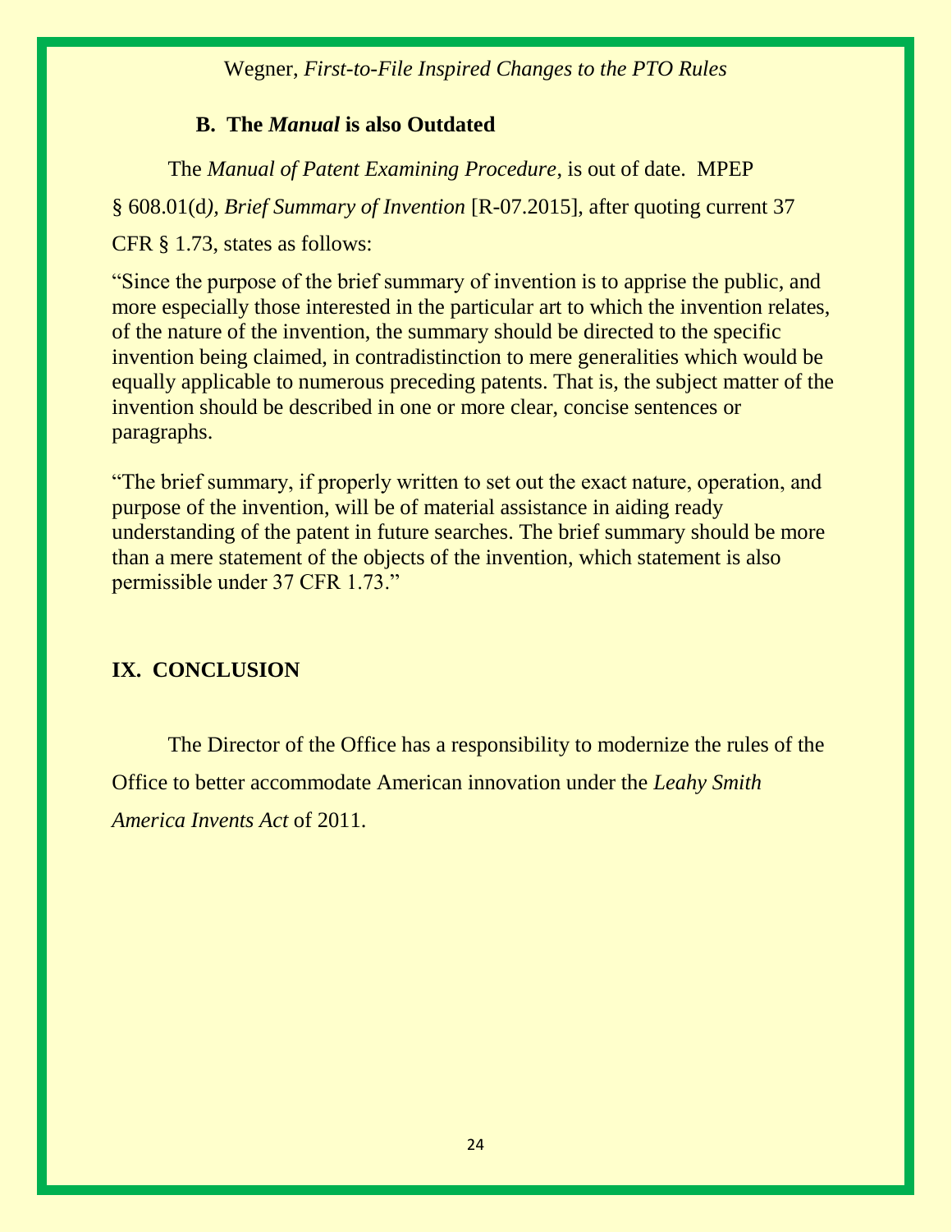### B. The *Manual* is also Outdated

The *Manual of Patent Examining Procedure,* is out of date. MPEP § 608.01(d*), Brief Summary of Invention* [R-07.2015], after quoting current 37 CFR § 1.73, states as follows:

"Since the purpose of the brief summary of invention is to apprise the public, and more especially those interested in the particular art to which the invention relates, of the nature of the invention, the summary should be directed to the specific invention being claimed, in contradistinction to mere generalities which would be equally applicable to numerous preceding patents. That is, the subject matter of the invention should be described in one or more clear, concise sentences or paragraphs.

"The brief summary, if properly written to set out the exact nature, operation, and purpose of the invention, will be of material assistance in aiding ready understanding of the patent in future searches. The brief summary should be more than a mere statement of the objects of the invention, which statement is also permissible under 37 CFR 1.73."

## IX. CONCLUSION

The Director of the Office has a responsibility to modernize the rules of the Office to better accommodate American innovation under the *Leahy Smith America Invents Act* of 2011.